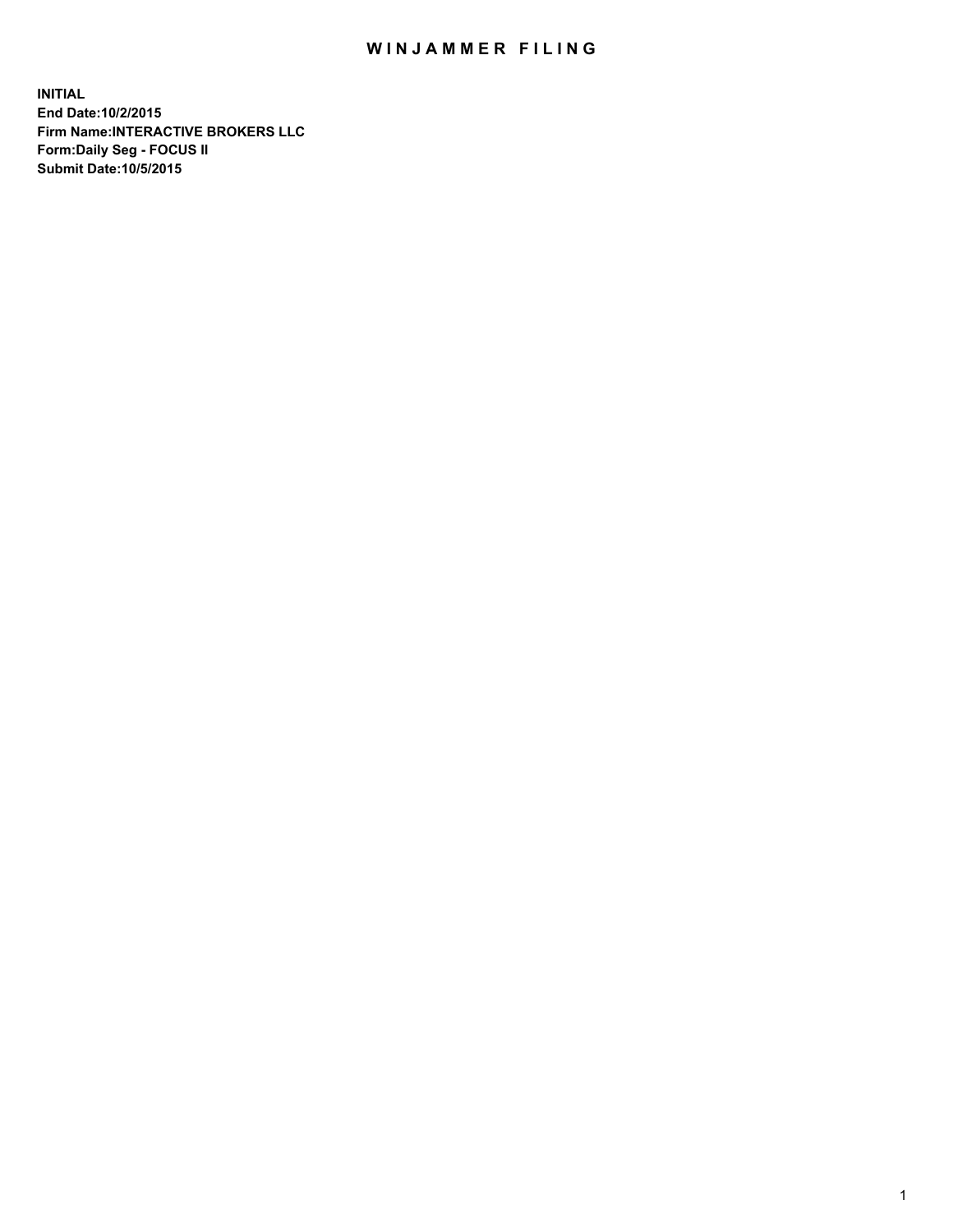# WINJAMMER FILING

**INITIAL**
**End Date:10/2/2015**
**Firm Name:INTERACTIVE BROKERS LLC**
**Form:Daily Seg - FOCUS II**
**Submit Date:10/5/2015**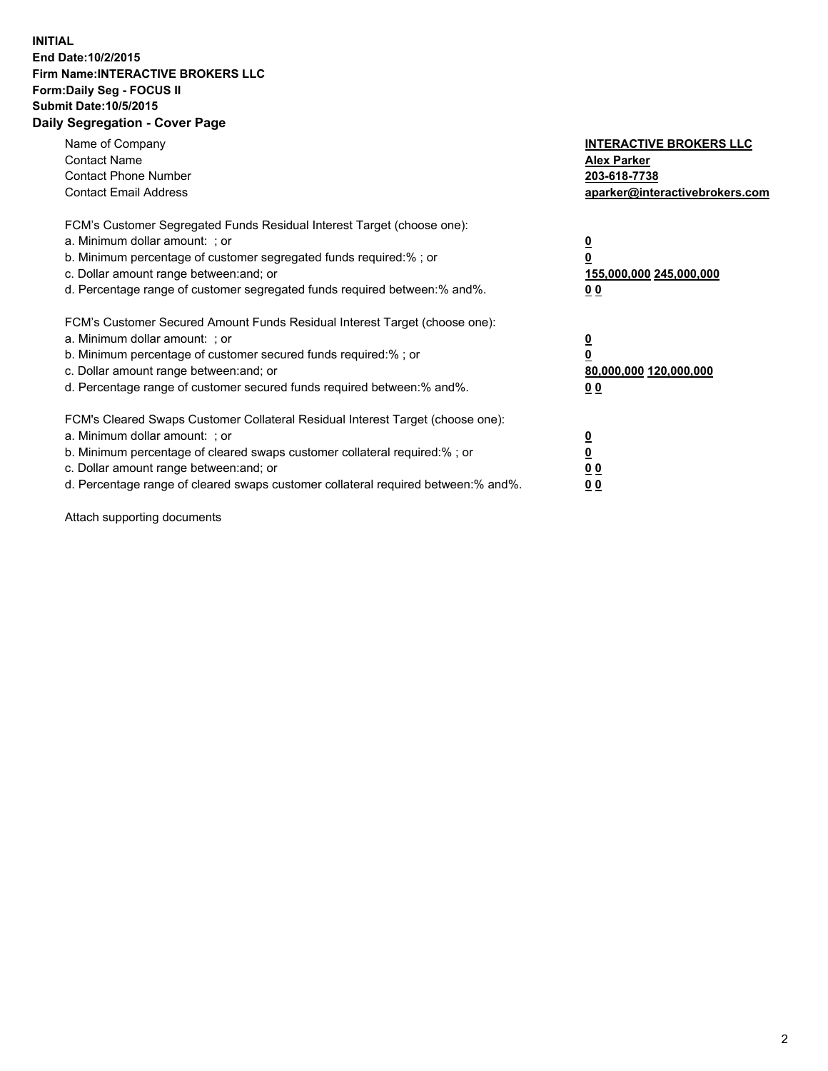**INITIAL**
**End Date:10/2/2015**
**Firm Name:INTERACTIVE BROKERS LLC**
**Form:Daily Seg - FOCUS II**
**Submit Date:10/5/2015**
**Daily Segregation - Cover Page**

| | |
|---|---|
| Name of Company | **INTERACTIVE BROKERS LLC** |
| Contact Name | **Alex Parker** |
| Contact Phone Number | **203-618-7738** |
| Contact Email Address | **aparker@interactivebrokers.com** |

FCM's Customer Segregated Funds Residual Interest Target (choose one):

| | |
|---|---|
| a. Minimum dollar amount: ; or | **0** |
| b. Minimum percentage of customer segregated funds required:% ; or | **0** |
| c. Dollar amount range between:and; or | **155,000,000 245,000,000** |
| d. Percentage range of customer segregated funds required between:% and%. | **0 0** |

FCM's Customer Secured Amount Funds Residual Interest Target (choose one):

| | |
|---|---|
| a. Minimum dollar amount: ; or | **0** |
| b. Minimum percentage of customer secured funds required:% ; or | **0** |
| c. Dollar amount range between:and; or | **80,000,000 120,000,000** |
| d. Percentage range of customer secured funds required between:% and%. | **0 0** |

FCM's Cleared Swaps Customer Collateral Residual Interest Target (choose one):

| | |
|---|---|
| a. Minimum dollar amount: ; or | **0** |
| b. Minimum percentage of cleared swaps customer collateral required:% ; or | **0** |
| c. Dollar amount range between:and; or | **0 0** |
| d. Percentage range of cleared swaps customer collateral required between:% and%. | **0 0** |

Attach supporting documents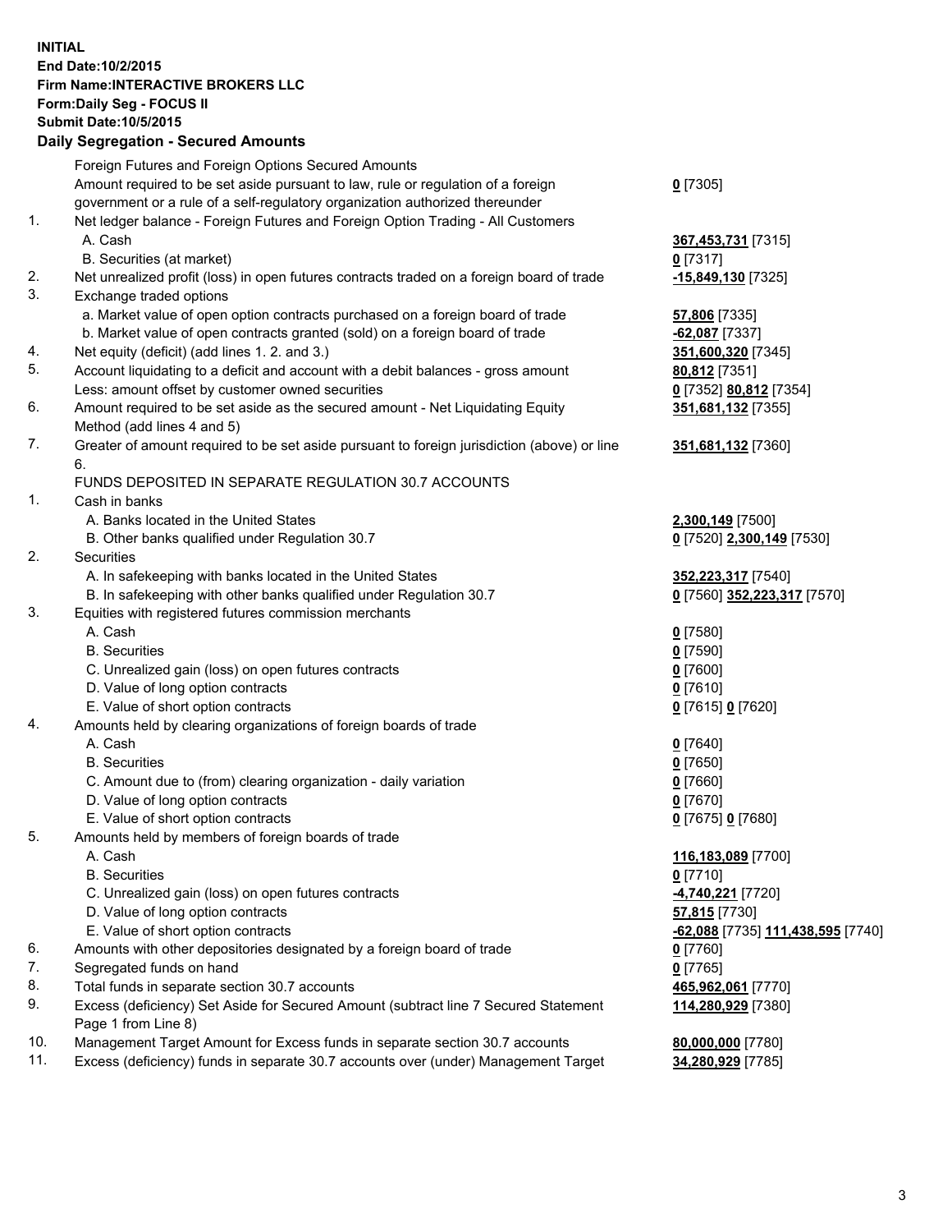**INITIAL**
**End Date:10/2/2015**
**Firm Name:INTERACTIVE BROKERS LLC**
**Form:Daily Seg - FOCUS II**
**Submit Date:10/5/2015**

## Daily Segregation - Secured Amounts

| | | |
|---|---|---|
| | Foreign Futures and Foreign Options Secured Amounts | |
| | Amount required to be set aside pursuant to law, rule or regulation of a foreign government or a rule of a self-regulatory organization authorized thereunder | **0** [7305] |
| 1. | Net ledger balance - Foreign Futures and Foreign Option Trading - All Customers | |
| | A. Cash | **367,453,731** [7315] |
| | B. Securities (at market) | **0** [7317] |
| 2. | Net unrealized profit (loss) in open futures contracts traded on a foreign board of trade | **-15,849,130** [7325] |
| 3. | Exchange traded options | |
| | a. Market value of open option contracts purchased on a foreign board of trade | **57,806** [7335] |
| | b. Market value of open contracts granted (sold) on a foreign board of trade | **-62,087** [7337] |
| 4. | Net equity (deficit) (add lines 1. 2. and 3.) | **351,600,320** [7345] |
| 5. | Account liquidating to a deficit and account with a debit balances - gross amount | **80,812** [7351] |
| | Less: amount offset by customer owned securities | **0** [7352] **80,812** [7354] |
| 6. | Amount required to be set aside as the secured amount - Net Liquidating Equity Method (add lines 4 and 5) | **351,681,132** [7355] |
| 7. | Greater of amount required to be set aside pursuant to foreign jurisdiction (above) or line 6. | **351,681,132** [7360] |
| | FUNDS DEPOSITED IN SEPARATE REGULATION 30.7 ACCOUNTS | |
| 1. | Cash in banks | |
| | A. Banks located in the United States | **2,300,149** [7500] |
| | B. Other banks qualified under Regulation 30.7 | **0** [7520] **2,300,149** [7530] |
| 2. | Securities | |
| | A. In safekeeping with banks located in the United States | **352,223,317** [7540] |
| | B. In safekeeping with other banks qualified under Regulation 30.7 | **0** [7560] **352,223,317** [7570] |
| 3. | Equities with registered futures commission merchants | |
| | A. Cash | **0** [7580] |
| | B. Securities | **0** [7590] |
| | C. Unrealized gain (loss) on open futures contracts | **0** [7600] |
| | D. Value of long option contracts | **0** [7610] |
| | E. Value of short option contracts | **0** [7615] **0** [7620] |
| 4. | Amounts held by clearing organizations of foreign boards of trade | |
| | A. Cash | **0** [7640] |
| | B. Securities | **0** [7650] |
| | C. Amount due to (from) clearing organization - daily variation | **0** [7660] |
| | D. Value of long option contracts | **0** [7670] |
| | E. Value of short option contracts | **0** [7675] **0** [7680] |
| 5. | Amounts held by members of foreign boards of trade | |
| | A. Cash | **116,183,089** [7700] |
| | B. Securities | **0** [7710] |
| | C. Unrealized gain (loss) on open futures contracts | **-4,740,221** [7720] |
| | D. Value of long option contracts | **57,815** [7730] |
| | E. Value of short option contracts | **-62,088** [7735] **111,438,595** [7740] |
| 6. | Amounts with other depositories designated by a foreign board of trade | **0** [7760] |
| 7. | Segregated funds on hand | **0** [7765] |
| 8. | Total funds in separate section 30.7 accounts | **465,962,061** [7770] |
| 9. | Excess (deficiency) Set Aside for Secured Amount (subtract line 7 Secured Statement Page 1 from Line 8) | **114,280,929** [7380] |
| 10. | Management Target Amount for Excess funds in separate section 30.7 accounts | **80,000,000** [7780] |
| 11. | Excess (deficiency) funds in separate 30.7 accounts over (under) Management Target | **34,280,929** [7785] |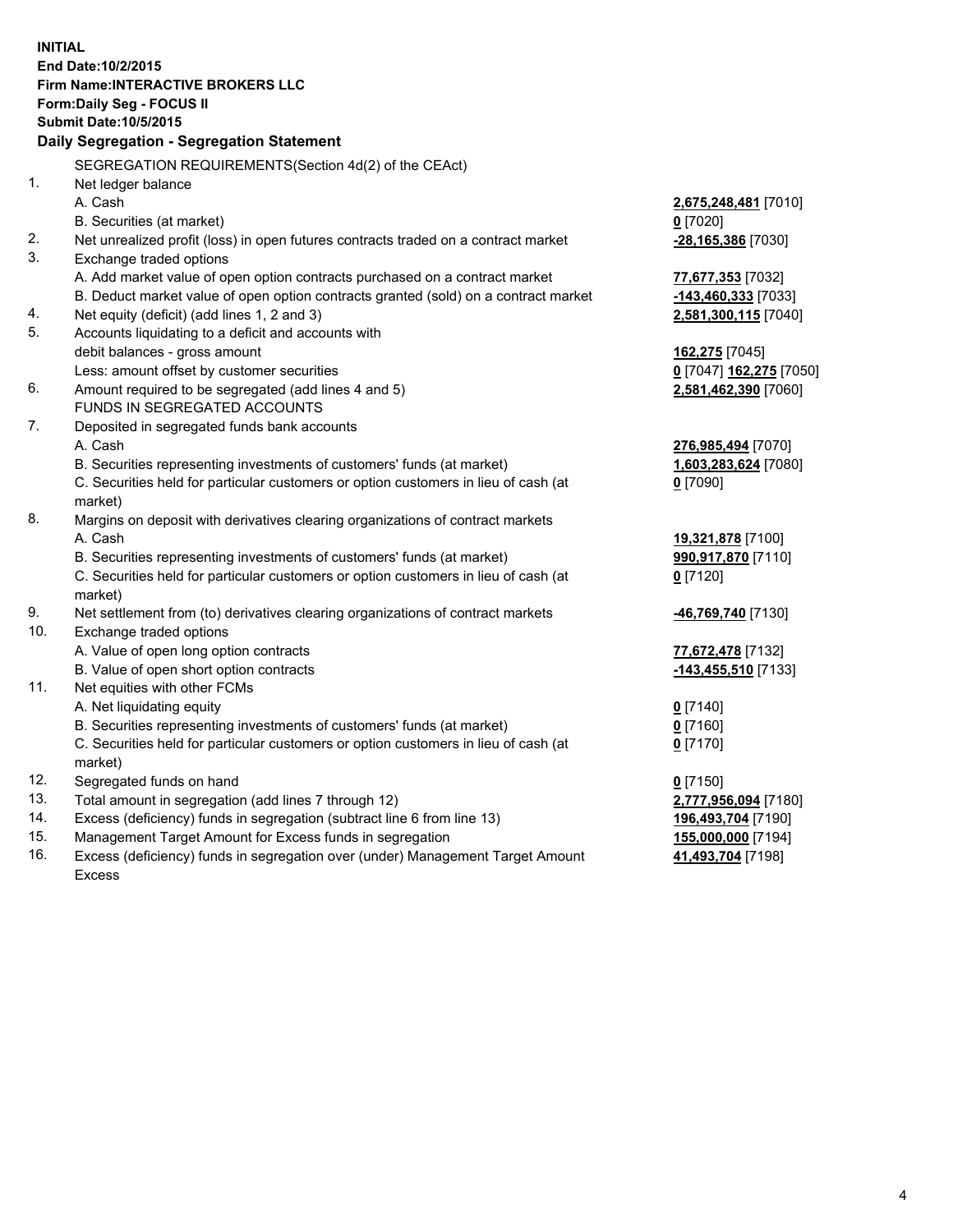**INITIAL**
**End Date:10/2/2015**
**Firm Name:INTERACTIVE BROKERS LLC**
**Form:Daily Seg - FOCUS II**
**Submit Date:10/5/2015**

**Daily Segregation - Segregation Statement**

SEGREGATION REQUIREMENTS(Section 4d(2) of the CEAct)

| | | |
|---|---|---|
| 1. | Net ledger balance | |
| | A. Cash | **2,675,248,481** [7010] |
| | B. Securities (at market) | **0** [7020] |
| 2. | Net unrealized profit (loss) in open futures contracts traded on a contract market | **-28,165,386** [7030] |
| 3. | Exchange traded options | |
| | A. Add market value of open option contracts purchased on a contract market | **77,677,353** [7032] |
| | B. Deduct market value of open option contracts granted (sold) on a contract market | **-143,460,333** [7033] |
| 4. | Net equity (deficit) (add lines 1, 2 and 3) | **2,581,300,115** [7040] |
| 5. | Accounts liquidating to a deficit and accounts with | |
| | debit balances - gross amount | **162,275** [7045] |
| | Less: amount offset by customer securities | **0** [7047] **162,275** [7050] |
| 6. | Amount required to be segregated (add lines 4 and 5) | **2,581,462,390** [7060] |
| | FUNDS IN SEGREGATED ACCOUNTS | |
| 7. | Deposited in segregated funds bank accounts | |
| | A. Cash | **276,985,494** [7070] |
| | B. Securities representing investments of customers' funds (at market) | **1,603,283,624** [7080] |
| | C. Securities held for particular customers or option customers in lieu of cash (at market) | **0** [7090] |
| 8. | Margins on deposit with derivatives clearing organizations of contract markets | |
| | A. Cash | **19,321,878** [7100] |
| | B. Securities representing investments of customers' funds (at market) | **990,917,870** [7110] |
| | C. Securities held for particular customers or option customers in lieu of cash (at market) | **0** [7120] |
| 9. | Net settlement from (to) derivatives clearing organizations of contract markets | **-46,769,740** [7130] |
| 10. | Exchange traded options | |
| | A. Value of open long option contracts | **77,672,478** [7132] |
| | B. Value of open short option contracts | **-143,455,510** [7133] |
| 11. | Net equities with other FCMs | |
| | A. Net liquidating equity | **0** [7140] |
| | B. Securities representing investments of customers' funds (at market) | **0** [7160] |
| | C. Securities held for particular customers or option customers in lieu of cash (at market) | **0** [7170] |
| 12. | Segregated funds on hand | **0** [7150] |
| 13. | Total amount in segregation (add lines 7 through 12) | **2,777,956,094** [7180] |
| 14. | Excess (deficiency) funds in segregation (subtract line 6 from line 13) | **196,493,704** [7190] |
| 15. | Management Target Amount for Excess funds in segregation | **155,000,000** [7194] |
| 16. | Excess (deficiency) funds in segregation over (under) Management Target Amount Excess | **41,493,704** [7198] |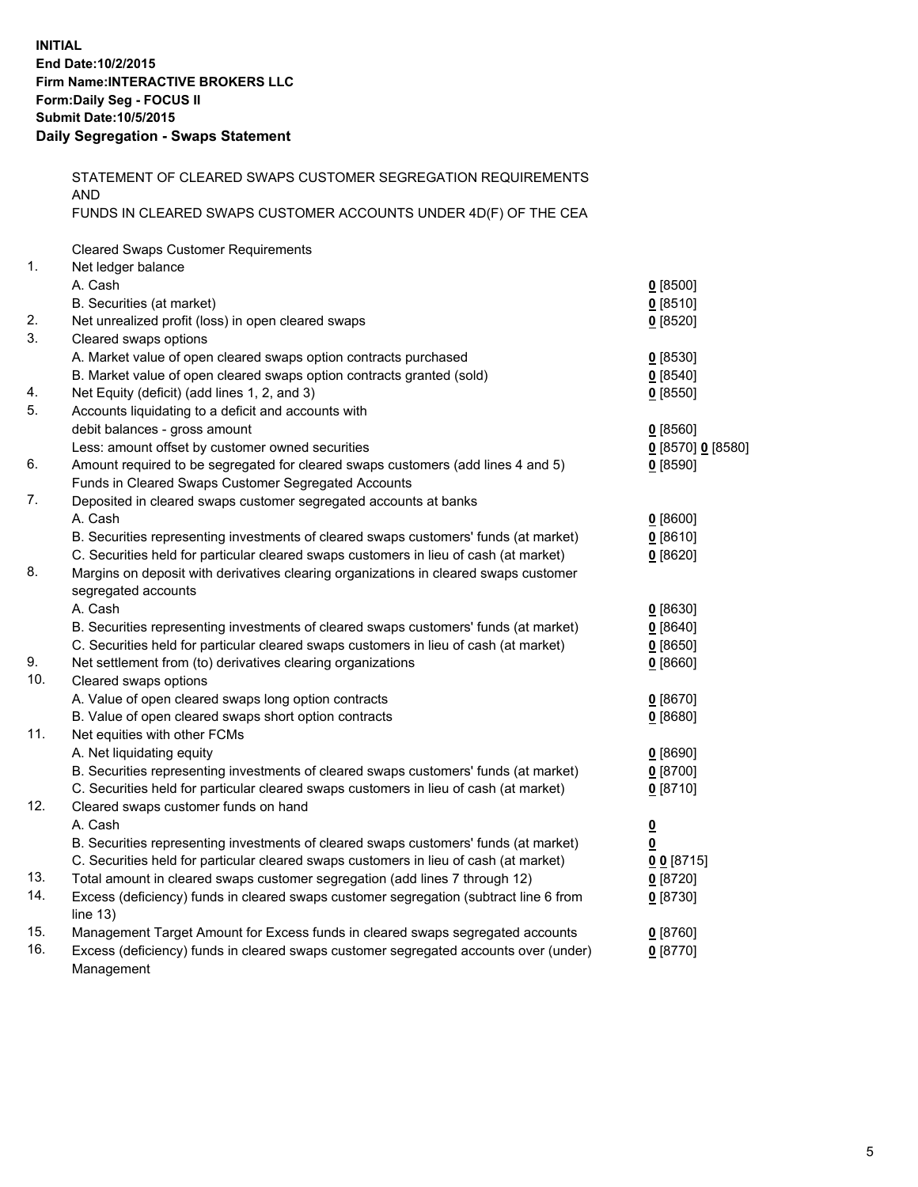**INITIAL**
**End Date:10/2/2015**
**Firm Name:INTERACTIVE BROKERS LLC**
**Form:Daily Seg - FOCUS II**
**Submit Date:10/5/2015**
**Daily Segregation - Swaps Statement**

STATEMENT OF CLEARED SWAPS CUSTOMER SEGREGATION REQUIREMENTS AND FUNDS IN CLEARED SWAPS CUSTOMER ACCOUNTS UNDER 4D(F) OF THE CEA

| | | |
|---|---|---|
| | Cleared Swaps Customer Requirements | |
| 1. | Net ledger balance | |
| | A. Cash | 0 [8500] |
| | B. Securities (at market) | 0 [8510] |
| 2. | Net unrealized profit (loss) in open cleared swaps | 0 [8520] |
| 3. | Cleared swaps options | |
| | A. Market value of open cleared swaps option contracts purchased | 0 [8530] |
| | B. Market value of open cleared swaps option contracts granted (sold) | 0 [8540] |
| 4. | Net Equity (deficit) (add lines 1, 2, and 3) | 0 [8550] |
| 5. | Accounts liquidating to a deficit and accounts with debit balances - gross amount | 0 [8560] |
| | Less: amount offset by customer owned securities | 0 [8570] 0 [8580] |
| 6. | Amount required to be segregated for cleared swaps customers (add lines 4 and 5) | 0 [8590] |
| | Funds in Cleared Swaps Customer Segregated Accounts | |
| 7. | Deposited in cleared swaps customer segregated accounts at banks | |
| | A. Cash | 0 [8600] |
| | B. Securities representing investments of cleared swaps customers' funds (at market) | 0 [8610] |
| | C. Securities held for particular cleared swaps customers in lieu of cash (at market) | 0 [8620] |
| 8. | Margins on deposit with derivatives clearing organizations in cleared swaps customer segregated accounts | |
| | A. Cash | 0 [8630] |
| | B. Securities representing investments of cleared swaps customers' funds (at market) | 0 [8640] |
| | C. Securities held for particular cleared swaps customers in lieu of cash (at market) | 0 [8650] |
| 9. | Net settlement from (to) derivatives clearing organizations | 0 [8660] |
| 10. | Cleared swaps options | |
| | A. Value of open cleared swaps long option contracts | 0 [8670] |
| | B. Value of open cleared swaps short option contracts | 0 [8680] |
| 11. | Net equities with other FCMs | |
| | A. Net liquidating equity | 0 [8690] |
| | B. Securities representing investments of cleared swaps customers' funds (at market) | 0 [8700] |
| | C. Securities held for particular cleared swaps customers in lieu of cash (at market) | 0 [8710] |
| 12. | Cleared swaps customer funds on hand | |
| | A. Cash | 0 |
| | B. Securities representing investments of cleared swaps customers' funds (at market) | 0 |
| | C. Securities held for particular cleared swaps customers in lieu of cash (at market) | 0 0 [8715] |
| 13. | Total amount in cleared swaps customer segregation (add lines 7 through 12) | 0 [8720] |
| 14. | Excess (deficiency) funds in cleared swaps customer segregation (subtract line 6 from line 13) | 0 [8730] |
| 15. | Management Target Amount for Excess funds in cleared swaps segregated accounts | 0 [8760] |
| 16. | Excess (deficiency) funds in cleared swaps customer segregated accounts over (under) Management | 0 [8770] |